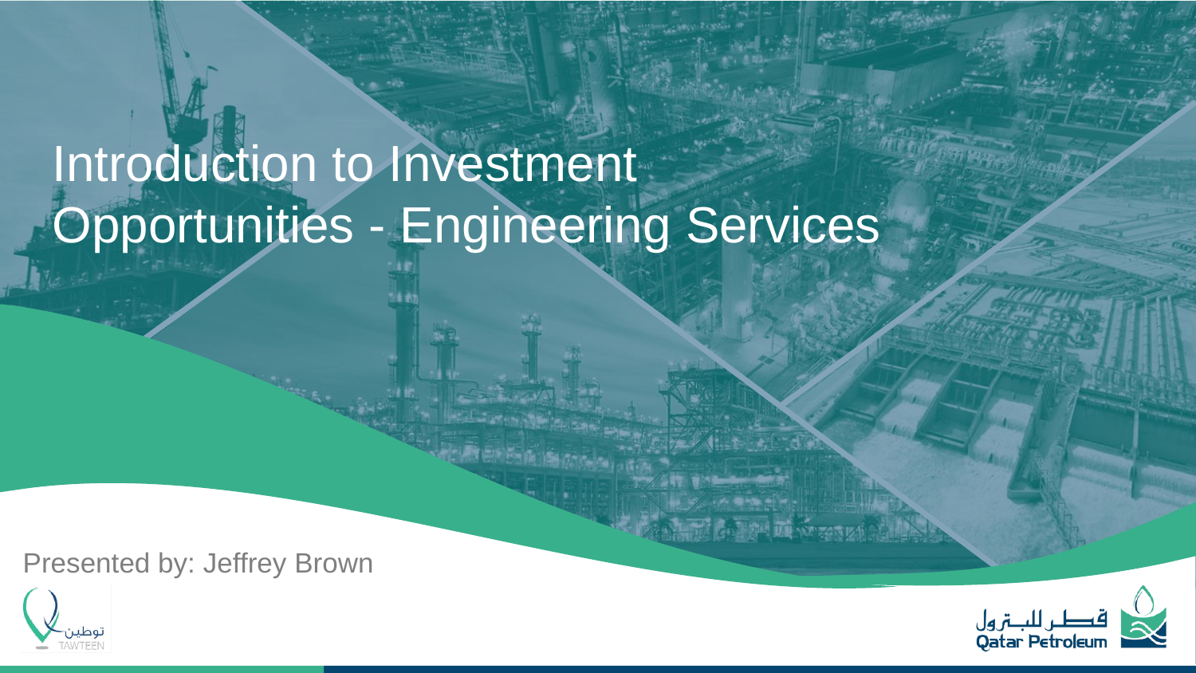# Introduction to Investment Opportunities - Engineering Services

Presented by: Jeffrey Brown

توطين TAWTEEN

قطر للبترول Qatar Petroleum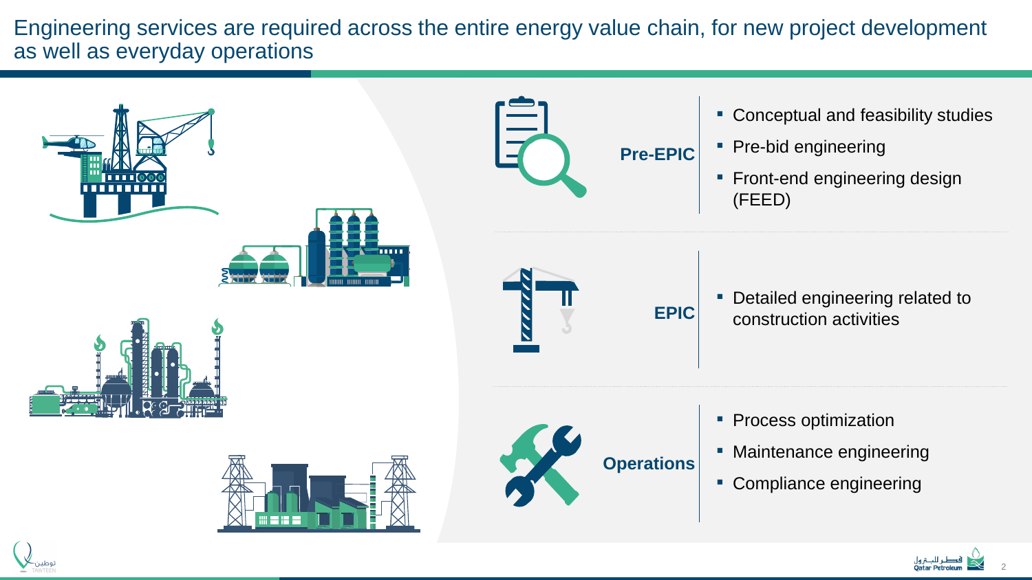# Engineering services are required across the entire energy value chain, for new project development as well as everyday operations

**Pre-EPIC**

- Conceptual and feasibility studies
- Pre-bid engineering
- Front-end engineering design (FEED)

**EPIC**

- Detailed engineering related to construction activities

**Operations**

- Process optimization
- Maintenance engineering
- Compliance engineering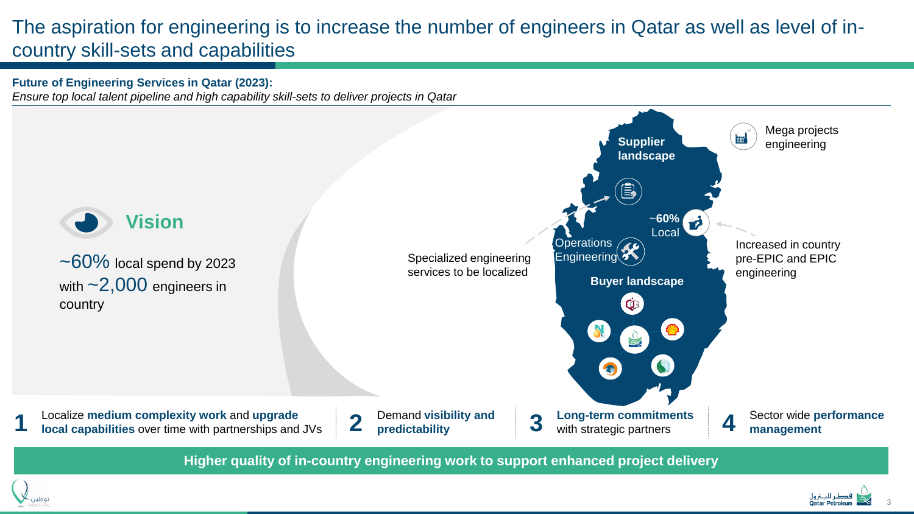# The aspiration for engineering is to increase the number of engineers in Qatar as well as level of in-country skill-sets and capabilities

**Future of Engineering Services in Qatar (2023):**

*Ensure top local talent pipeline and high capability skill-sets to deliver projects in Qatar*

## Vision

~60% local spend by 2023 with ~2,000 engineers in country

Supplier landscape

Mega projects engineering

~60% Local

Operations Engineering

Specialized engineering services to be localized

Increased in country pre-EPIC and EPIC engineering

Buyer landscape

1. Localize **medium complexity work** and **upgrade local capabilities** over time with partnerships and JVs
2. Demand **visibility and predictability**
3. **Long-term commitments** with strategic partners
4. Sector wide **performance management**

**Higher quality of in-country engineering work to support enhanced project delivery**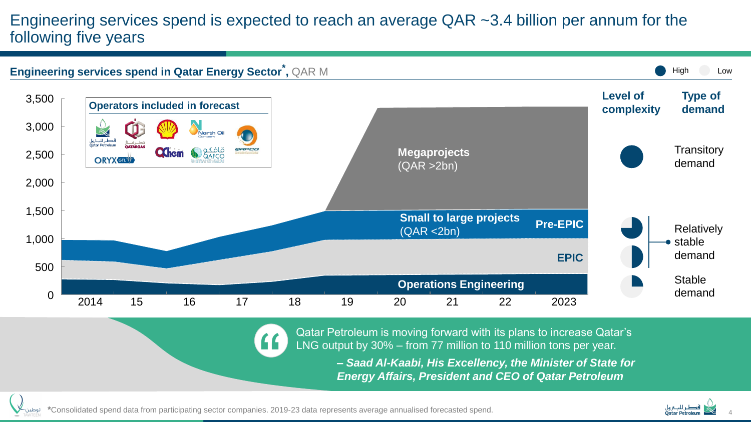# Engineering services spend is expected to reach an average QAR ~3.4 billion per annum for the following five years

**Engineering services spend in Qatar Energy Sector*, ** QAR M

High  Low

**Operators included in forecast**

Qatar Petroleum, QATARGAS, Shell, North Oil Company, Dolphin Energy, ORYX GTL, QChem, QAFCO, QAPCO

3,500
3,000
2,500
2,000
1,500
1,000
500
0

2014 15 16 17 18 19 20 21 22 2023

**Megaprojects** (QAR >2bn)

**Small to large projects** (QAR <2bn)

**Pre-EPIC**

**EPIC**

**Operations Engineering**

| Level of complexity | Type of demand |
| --- | --- |
| High | Transitory demand |
| Medium | Relatively stable demand |
| Low | Stable demand |

"Qatar Petroleum is moving forward with its plans to increase Qatar's LNG output by 30% – from 77 million to 110 million tons per year.

***– Saad Al-Kaabi, His Excellency, the Minister of State for Energy Affairs, President and CEO of Qatar Petroleum***

*Consolidated spend data from participating sector companies. 2019-23 data represents average annualised forecasted spend.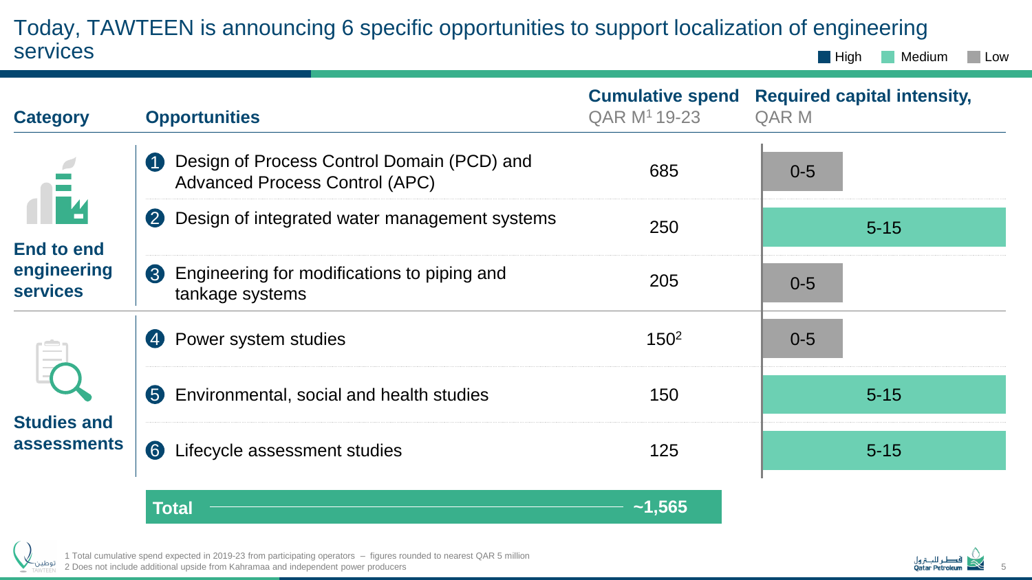# Today, TAWTEEN is announcing 6 specific opportunities to support localization of engineering services

Legend: High | Medium | Low

| Category | Opportunities | Cumulative spend QAR M[1] 19-23 | Required capital intensity, QAR M |
|---|---|---|---|
| End to end engineering services | 1 Design of Process Control Domain (PCD) and Advanced Process Control (APC) | 685 | 0-5 (Low) |
| | 2 Design of integrated water management systems | 250 | 5-15 (Medium) |
| | 3 Engineering for modifications to piping and tankage systems | 205 | 0-5 (Low) |
| Studies and assessments | 4 Power system studies | 150[2] | 0-5 (Low) |
| | 5 Environmental, social and health studies | 150 | 5-15 (Medium) |
| | 6 Lifecycle assessment studies | 125 | 5-15 (Medium) |
| **Total** | | **~1,565** | |

1 Total cumulative spend expected in 2019-23 from participating operators – figures rounded to nearest QAR 5 million
2 Does not include additional upside from Kahramaa and independent power producers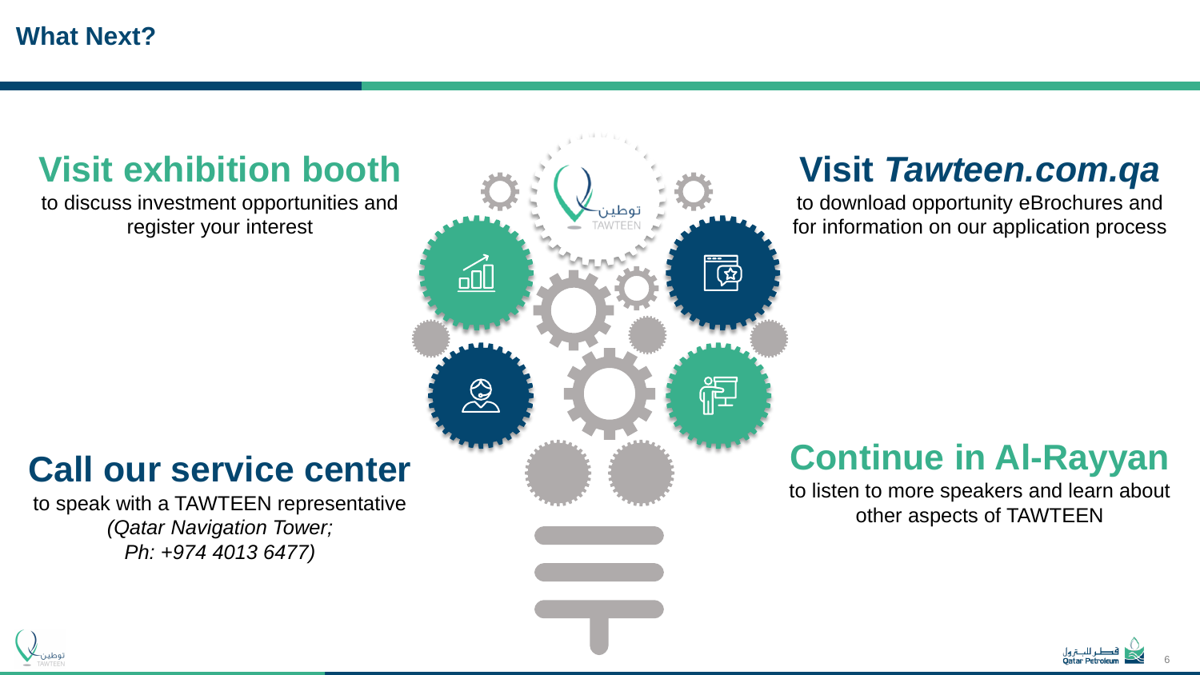## What Next?

### Visit exhibition booth

to discuss investment opportunities and register your interest

### Visit *Tawteen.com.qa*

to download opportunity eBrochures and for information on our application process

### Call our service center

to speak with a TAWTEEN representative
*(Qatar Navigation Tower;*
*Ph: +974 4013 6477)*

### Continue in Al-Rayyan

to listen to more speakers and learn about other aspects of TAWTEEN